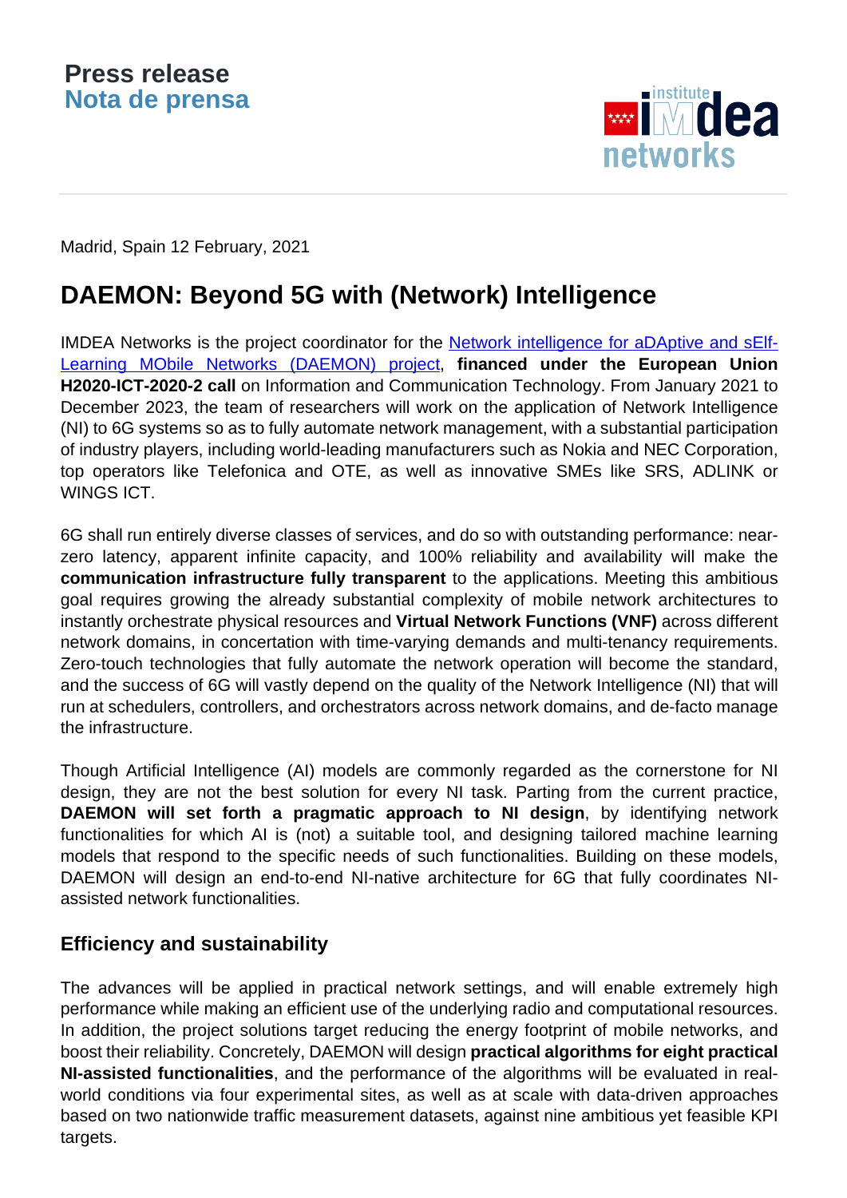**Press release**
**Nota de prensa**

Madrid, Spain 12 February, 2021

# DAEMON: Beyond 5G with (Network) Intelligence

IMDEA Networks is the project coordinator for the [Network intelligence for aDAptive and sElf-Learning MObile Networks (DAEMON) project](), **financed under the European Union H2020-ICT-2020-2 call** on Information and Communication Technology. From January 2021 to December 2023, the team of researchers will work on the application of Network Intelligence (NI) to 6G systems so as to fully automate network management, with a substantial participation of industry players, including world-leading manufacturers such as Nokia and NEC Corporation, top operators like Telefonica and OTE, as well as innovative SMEs like SRS, ADLINK or WINGS ICT.

6G shall run entirely diverse classes of services, and do so with outstanding performance: near-zero latency, apparent infinite capacity, and 100% reliability and availability will make the **communication infrastructure fully transparent** to the applications. Meeting this ambitious goal requires growing the already substantial complexity of mobile network architectures to instantly orchestrate physical resources and **Virtual Network Functions (VNF)** across different network domains, in concertation with time-varying demands and multi-tenancy requirements. Zero-touch technologies that fully automate the network operation will become the standard, and the success of 6G will vastly depend on the quality of the Network Intelligence (NI) that will run at schedulers, controllers, and orchestrators across network domains, and de-facto manage the infrastructure.

Though Artificial Intelligence (AI) models are commonly regarded as the cornerstone for NI design, they are not the best solution for every NI task. Parting from the current practice, **DAEMON will set forth a pragmatic approach to NI design**, by identifying network functionalities for which AI is (not) a suitable tool, and designing tailored machine learning models that respond to the specific needs of such functionalities. Building on these models, DAEMON will design an end-to-end NI-native architecture for 6G that fully coordinates NI-assisted network functionalities.

## Efficiency and sustainability

The advances will be applied in practical network settings, and will enable extremely high performance while making an efficient use of the underlying radio and computational resources. In addition, the project solutions target reducing the energy footprint of mobile networks, and boost their reliability. Concretely, DAEMON will design **practical algorithms for eight practical NI-assisted functionalities**, and the performance of the algorithms will be evaluated in real-world conditions via four experimental sites, as well as at scale with data-driven approaches based on two nationwide traffic measurement datasets, against nine ambitious yet feasible KPI targets.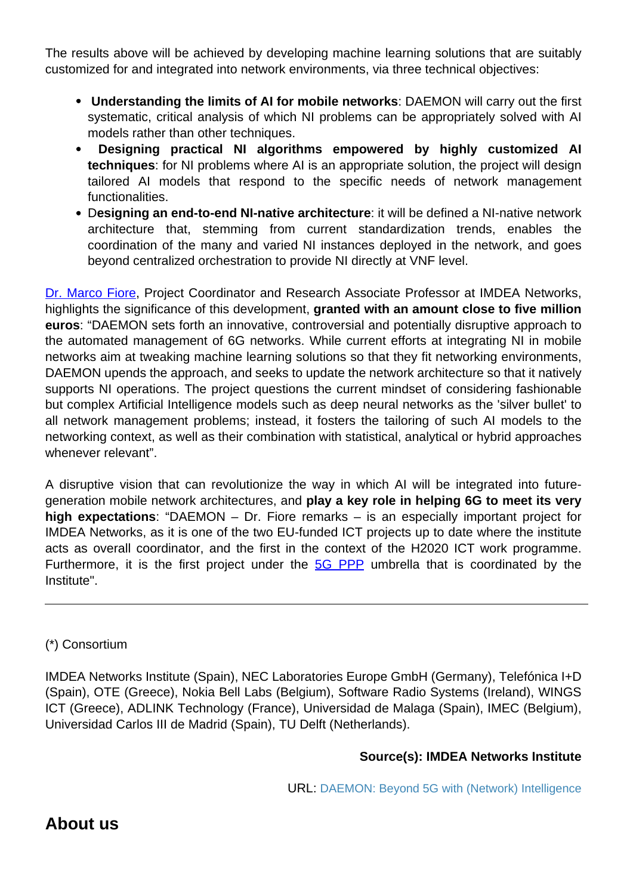The results above will be achieved by developing machine learning solutions that are suitably customized for and integrated into network environments, via three technical objectives:

- **Understanding the limits of AI for mobile networks**: DAEMON will carry out the first systematic, critical analysis of which NI problems can be appropriately solved with AI models rather than other techniques.
- **Designing practical NI algorithms empowered by highly customized AI techniques**: for NI problems where AI is an appropriate solution, the project will design tailored AI models that respond to the specific needs of network management functionalities.
- D**esigning an end-to-end NI-native architecture**: it will be defined a NI-native network architecture that, stemming from current standardization trends, enables the coordination of the many and varied NI instances deployed in the network, and goes beyond centralized orchestration to provide NI directly at VNF level.

Dr. Marco Fiore, Project Coordinator and Research Associate Professor at IMDEA Networks, highlights the significance of this development, **granted with an amount close to five million euros**: "DAEMON sets forth an innovative, controversial and potentially disruptive approach to the automated management of 6G networks. While current efforts at integrating NI in mobile networks aim at tweaking machine learning solutions so that they fit networking environments, DAEMON upends the approach, and seeks to update the network architecture so that it natively supports NI operations. The project questions the current mindset of considering fashionable but complex Artificial Intelligence models such as deep neural networks as the 'silver bullet' to all network management problems; instead, it fosters the tailoring of such AI models to the networking context, as well as their combination with statistical, analytical or hybrid approaches whenever relevant".

A disruptive vision that can revolutionize the way in which AI will be integrated into future-generation mobile network architectures, and **play a key role in helping 6G to meet its very high expectations**: "DAEMON – Dr. Fiore remarks – is an especially important project for IMDEA Networks, as it is one of the two EU-funded ICT projects up to date where the institute acts as overall coordinator, and the first in the context of the H2020 ICT work programme. Furthermore, it is the first project under the 5G PPP umbrella that is coordinated by the Institute".

---

(*) Consortium

IMDEA Networks Institute (Spain), NEC Laboratories Europe GmbH (Germany), Telefónica I+D (Spain), OTE (Greece), Nokia Bell Labs (Belgium), Software Radio Systems (Ireland), WINGS ICT (Greece), ADLINK Technology (France), Universidad de Malaga (Spain), IMEC (Belgium), Universidad Carlos III de Madrid (Spain), TU Delft (Netherlands).

**Source(s): IMDEA Networks Institute**

URL: DAEMON: Beyond 5G with (Network) Intelligence

## About us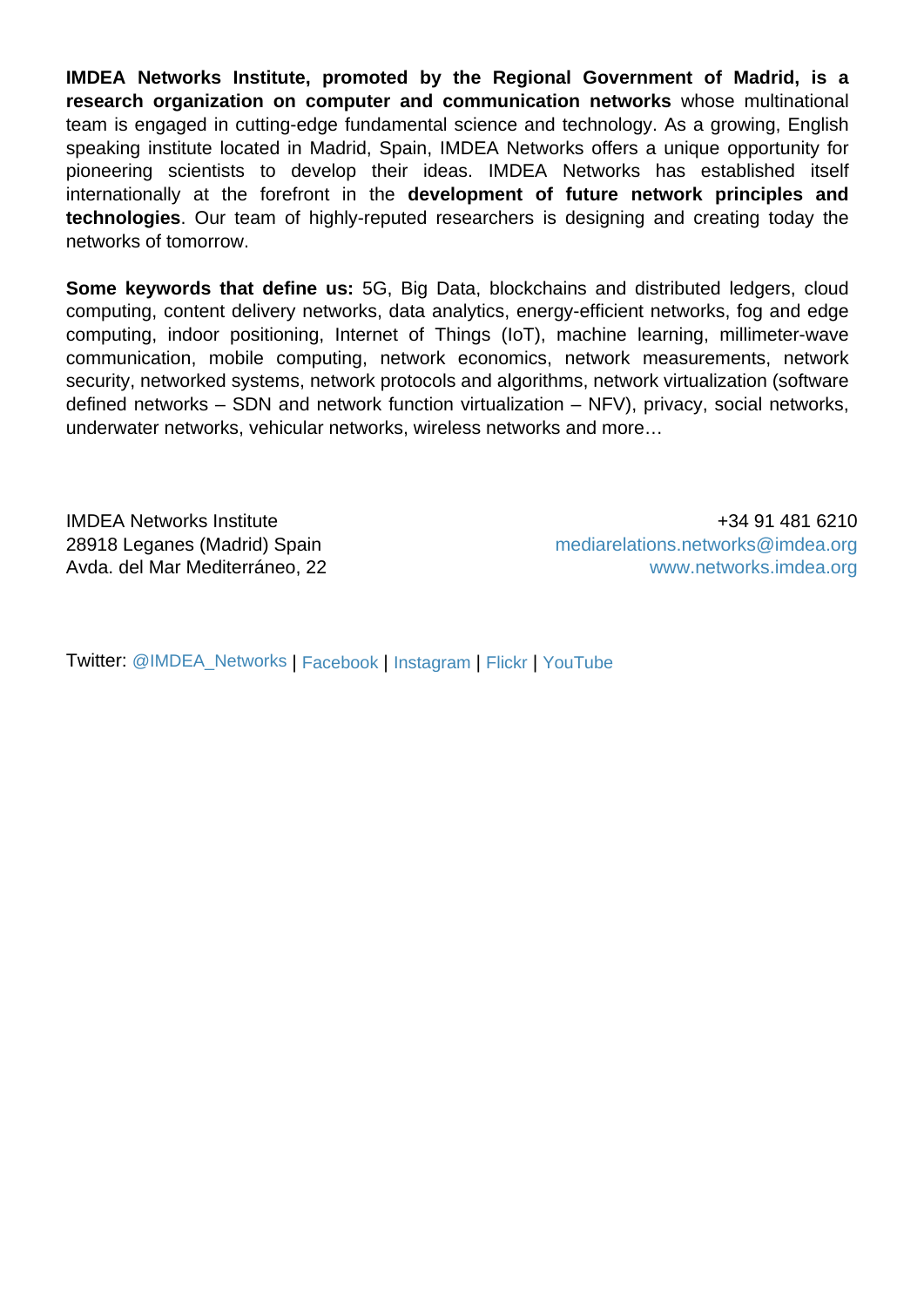**IMDEA Networks Institute, promoted by the Regional Government of Madrid, is a research organization on computer and communication networks** whose multinational team is engaged in cutting-edge fundamental science and technology. As a growing, English speaking institute located in Madrid, Spain, IMDEA Networks offers a unique opportunity for pioneering scientists to develop their ideas. IMDEA Networks has established itself internationally at the forefront in the **development of future network principles and technologies**. Our team of highly-reputed researchers is designing and creating today the networks of tomorrow.

**Some keywords that define us:** 5G, Big Data, blockchains and distributed ledgers, cloud computing, content delivery networks, data analytics, energy-efficient networks, fog and edge computing, indoor positioning, Internet of Things (IoT), machine learning, millimeter-wave communication, mobile computing, network economics, network measurements, network security, networked systems, network protocols and algorithms, network virtualization (software defined networks – SDN and network function virtualization – NFV), privacy, social networks, underwater networks, vehicular networks, wireless networks and more…

IMDEA Networks Institute
28918 Leganes (Madrid) Spain
Avda. del Mar Mediterráneo, 22

+34 91 481 6210
mediarelations.networks@imdea.org
www.networks.imdea.org

Twitter: @IMDEA_Networks | Facebook | Instagram | Flickr | YouTube